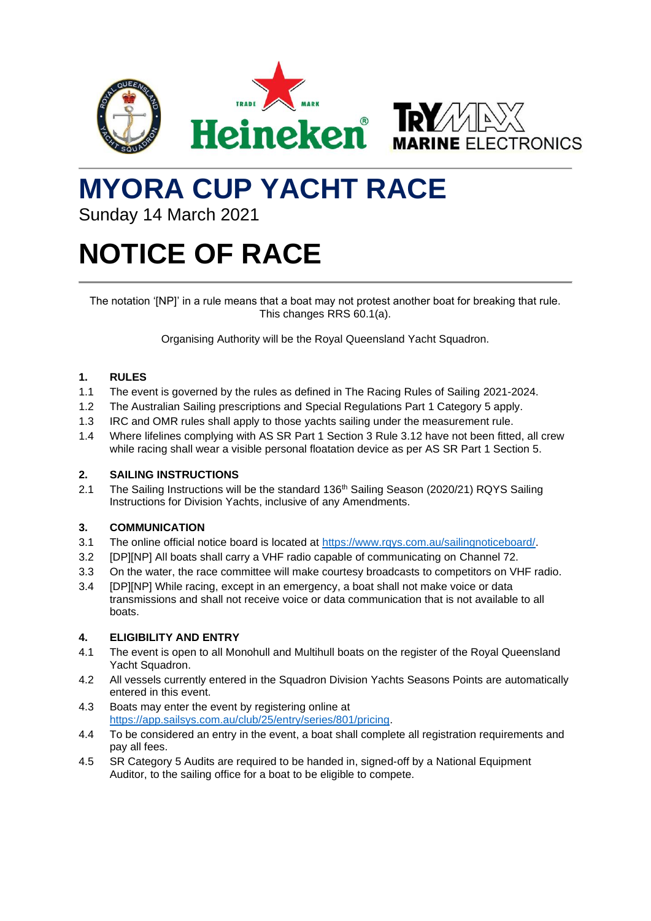# MYORA CUP YACHT RACE

Sunday 14 March 2021

# NOTICE OF RACE

The notation '[NP]' in a rule means that a boat may not protest another boat for breaking that rule. This changes RRS 60.1(a).

Organising Authority will be the Royal Queensland Yacht Squadron.

## 1. RULES

1.1 The event is governed by the rules as defined in The Racing Rules of Sailing 2021-2024.

1.2 The Australian Sailing prescriptions and Special Regulations Part 1 Category 5 apply.

1.3 IRC and OMR rules shall apply to those yachts sailing under the measurement rule.

1.4 Where lifelines complying with AS SR Part 1 Section 3 Rule 3.12 have not been fitted, all crew while racing shall wear a visible personal floatation device as per AS SR Part 1 Section 5.

## 2. SAILING INSTRUCTIONS

2.1 The Sailing Instructions will be the standard 136th Sailing Season (2020/21) RQYS Sailing Instructions for Division Yachts, inclusive of any Amendments.

## 3. COMMUNICATION

3.1 The online official notice board is located at https://www.rqys.com.au/sailingnoticeboard/.

3.2 [DP][NP] All boats shall carry a VHF radio capable of communicating on Channel 72.

3.3 On the water, the race committee will make courtesy broadcasts to competitors on VHF radio.

3.4 [DP][NP] While racing, except in an emergency, a boat shall not make voice or data transmissions and shall not receive voice or data communication that is not available to all boats.

## 4. ELIGIBILITY AND ENTRY

4.1 The event is open to all Monohull and Multihull boats on the register of the Royal Queensland Yacht Squadron.

4.2 All vessels currently entered in the Squadron Division Yachts Seasons Points are automatically entered in this event.

4.3 Boats may enter the event by registering online at https://app.sailsys.com.au/club/25/entry/series/801/pricing.

4.4 To be considered an entry in the event, a boat shall complete all registration requirements and pay all fees.

4.5 SR Category 5 Audits are required to be handed in, signed-off by a National Equipment Auditor, to the sailing office for a boat to be eligible to compete.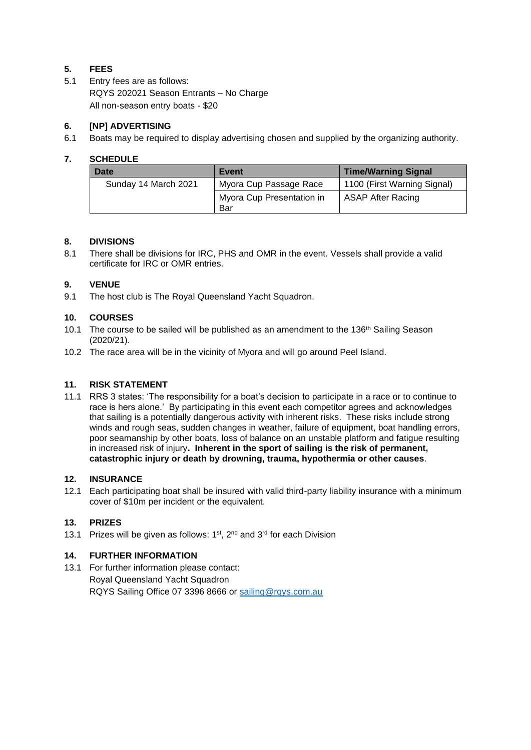## 5. FEES

5.1 Entry fees are as follows:
RQYS 202021 Season Entrants – No Charge
All non-season entry boats - $20

## 6. [NP] ADVERTISING

6.1 Boats may be required to display advertising chosen and supplied by the organizing authority.

## 7. SCHEDULE

| Date | Event | Time/Warning Signal |
|---|---|---|
| Sunday 14 March 2021 | Myora Cup Passage Race | 1100 (First Warning Signal) |
| | Myora Cup Presentation in Bar | ASAP After Racing |

## 8. DIVISIONS

8.1 There shall be divisions for IRC, PHS and OMR in the event. Vessels shall provide a valid certificate for IRC or OMR entries.

## 9. VENUE

9.1 The host club is The Royal Queensland Yacht Squadron.

## 10. COURSES

10.1 The course to be sailed will be published as an amendment to the 136th Sailing Season (2020/21).

10.2 The race area will be in the vicinity of Myora and will go around Peel Island.

## 11. RISK STATEMENT

11.1 RRS 3 states: 'The responsibility for a boat's decision to participate in a race or to continue to race is hers alone.' By participating in this event each competitor agrees and acknowledges that sailing is a potentially dangerous activity with inherent risks. These risks include strong winds and rough seas, sudden changes in weather, failure of equipment, boat handling errors, poor seamanship by other boats, loss of balance on an unstable platform and fatigue resulting in increased risk of injury**. Inherent in the sport of sailing is the risk of permanent, catastrophic injury or death by drowning, trauma, hypothermia or other causes**.

## 12. INSURANCE

12.1 Each participating boat shall be insured with valid third-party liability insurance with a minimum cover of $10m per incident or the equivalent.

## 13. PRIZES

13.1 Prizes will be given as follows: 1st, 2nd and 3rd for each Division

## 14. FURTHER INFORMATION

13.1 For further information please contact:
Royal Queensland Yacht Squadron
RQYS Sailing Office 07 3396 8666 or sailing@rqys.com.au